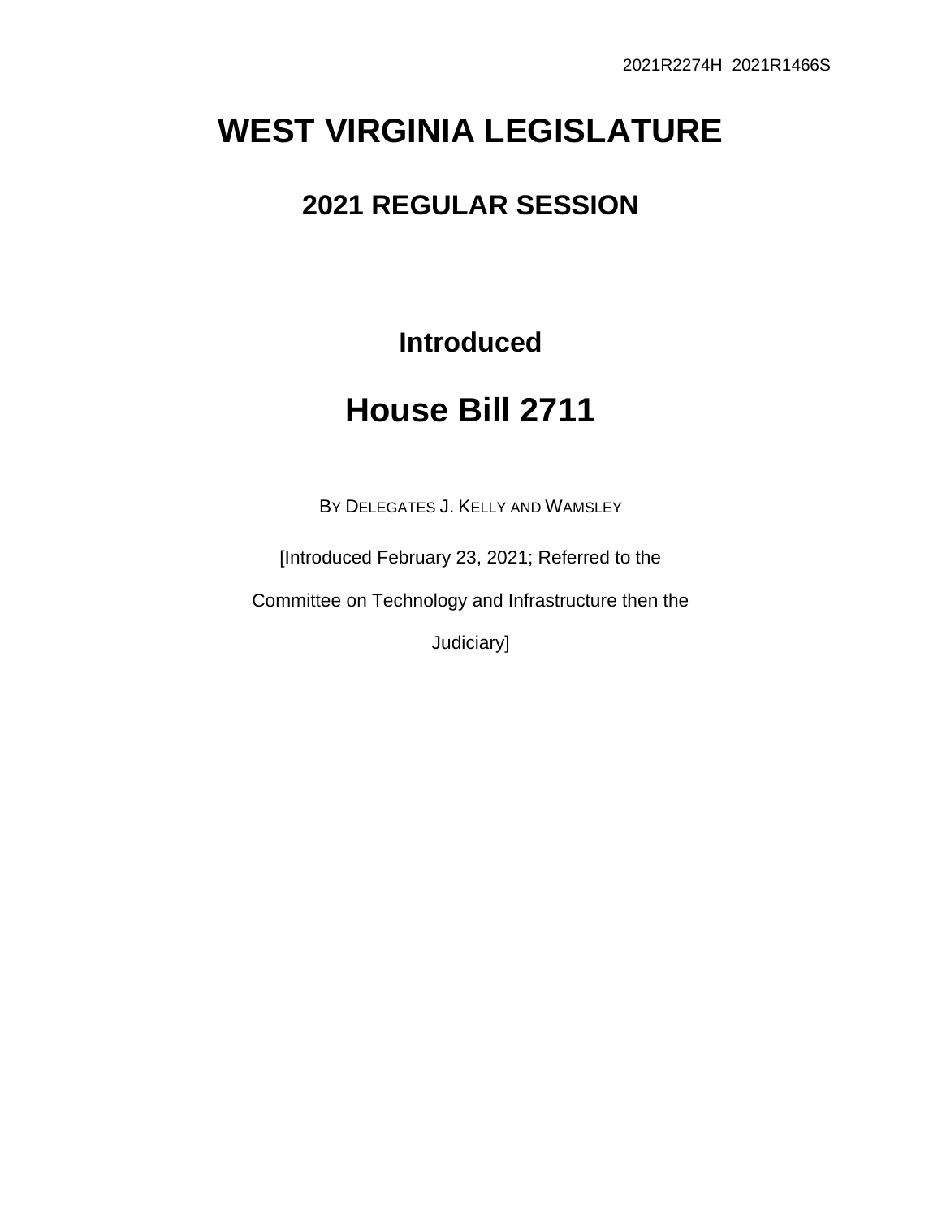2021R2274H 2021R1466S

# WEST VIRGINIA LEGISLATURE

## 2021 REGULAR SESSION

### Introduced

# House Bill 2711

BY DELEGATES J. KELLY AND WAMSLEY

[Introduced February 23, 2021; Referred to the Committee on Technology and Infrastructure then the Judiciary]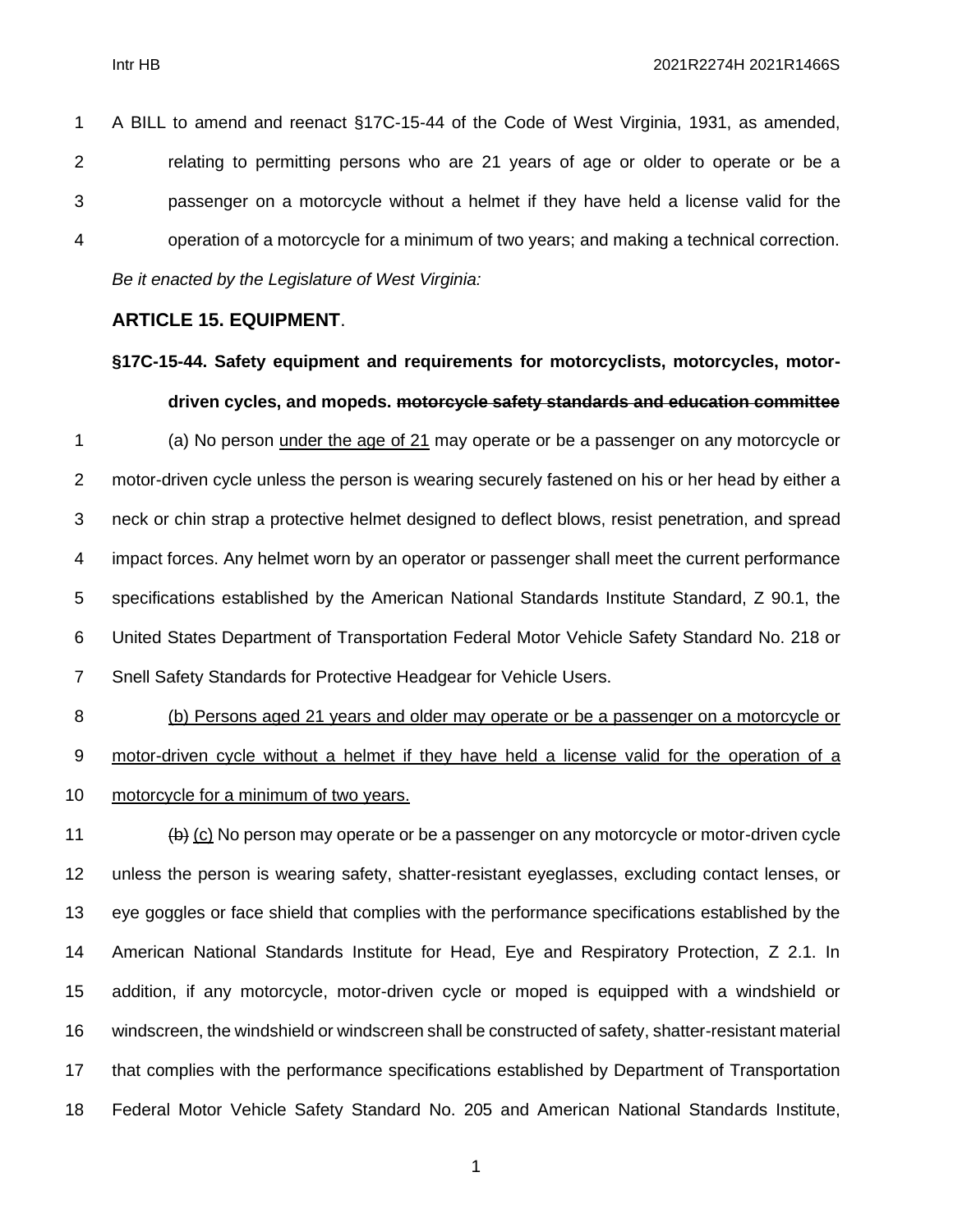A BILL to amend and reenact §17C-15-44 of the Code of West Virginia, 1931, as amended, relating to permitting persons who are 21 years of age or older to operate or be a passenger on a motorcycle without a helmet if they have held a license valid for the operation of a motorcycle for a minimum of two years; and making a technical correction.

*Be it enacted by the Legislature of West Virginia:*

## ARTICLE 15. EQUIPMENT.

### §17C-15-44. Safety equipment and requirements for motorcyclists, motorcycles, motor-driven cycles, and mopeds. ~~motorcycle safety standards and education committee~~

(a) No person <u>under the age of 21</u> may operate or be a passenger on any motorcycle or motor-driven cycle unless the person is wearing securely fastened on his or her head by either a neck or chin strap a protective helmet designed to deflect blows, resist penetration, and spread impact forces. Any helmet worn by an operator or passenger shall meet the current performance specifications established by the American National Standards Institute Standard, Z 90.1, the United States Department of Transportation Federal Motor Vehicle Safety Standard No. 218 or Snell Safety Standards for Protective Headgear for Vehicle Users.

<u>(b) Persons aged 21 years and older may operate or be a passenger on a motorcycle or motor-driven cycle without a helmet if they have held a license valid for the operation of a motorcycle for a minimum of two years.</u>

~~(b)~~ <u>(c)</u> No person may operate or be a passenger on any motorcycle or motor-driven cycle unless the person is wearing safety, shatter-resistant eyeglasses, excluding contact lenses, or eye goggles or face shield that complies with the performance specifications established by the American National Standards Institute for Head, Eye and Respiratory Protection, Z 2.1. In addition, if any motorcycle, motor-driven cycle or moped is equipped with a windshield or windscreen, the windshield or windscreen shall be constructed of safety, shatter-resistant material that complies with the performance specifications established by Department of Transportation Federal Motor Vehicle Safety Standard No. 205 and American National Standards Institute,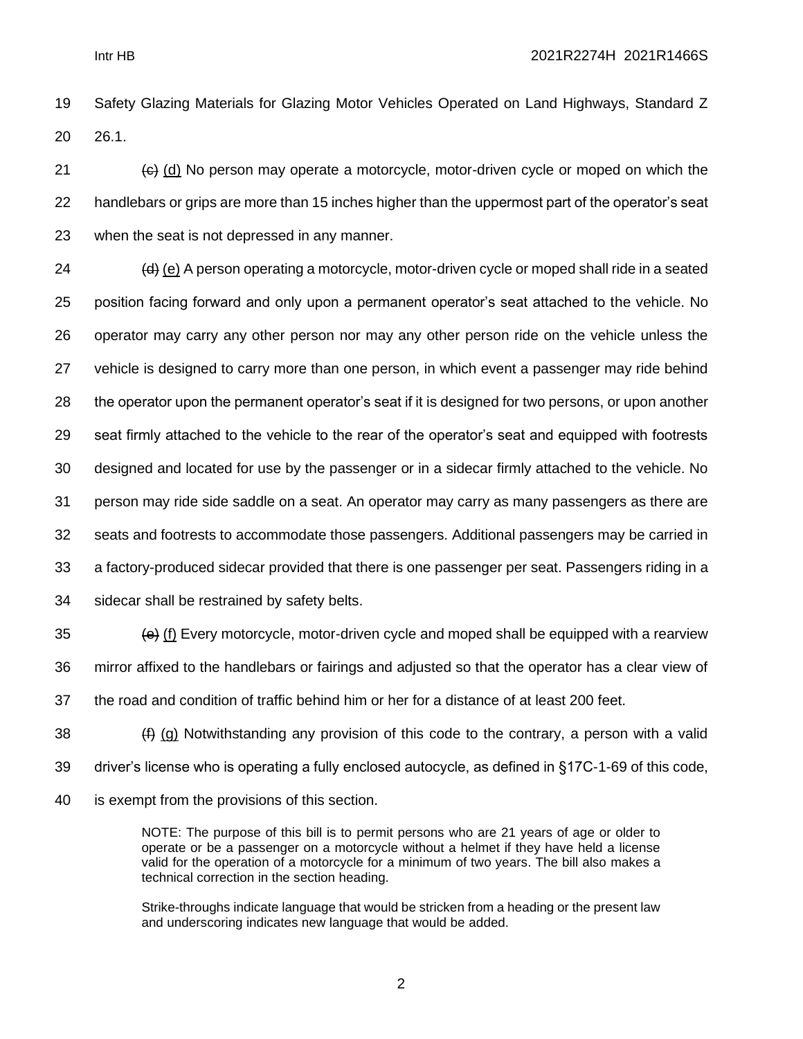Safety Glazing Materials for Glazing Motor Vehicles Operated on Land Highways, Standard Z 26.1.

~~(c)~~ (d) No person may operate a motorcycle, motor-driven cycle or moped on which the handlebars or grips are more than 15 inches higher than the uppermost part of the operator's seat when the seat is not depressed in any manner.

~~(d)~~ (e) A person operating a motorcycle, motor-driven cycle or moped shall ride in a seated position facing forward and only upon a permanent operator's seat attached to the vehicle. No operator may carry any other person nor may any other person ride on the vehicle unless the vehicle is designed to carry more than one person, in which event a passenger may ride behind the operator upon the permanent operator's seat if it is designed for two persons, or upon another seat firmly attached to the vehicle to the rear of the operator's seat and equipped with footrests designed and located for use by the passenger or in a sidecar firmly attached to the vehicle. No person may ride side saddle on a seat. An operator may carry as many passengers as there are seats and footrests to accommodate those passengers. Additional passengers may be carried in a factory-produced sidecar provided that there is one passenger per seat. Passengers riding in a sidecar shall be restrained by safety belts.

~~(e)~~ (f) Every motorcycle, motor-driven cycle and moped shall be equipped with a rearview mirror affixed to the handlebars or fairings and adjusted so that the operator has a clear view of the road and condition of traffic behind him or her for a distance of at least 200 feet.

~~(f)~~ (g) Notwithstanding any provision of this code to the contrary, a person with a valid driver's license who is operating a fully enclosed autocycle, as defined in §17C-1-69 of this code, is exempt from the provisions of this section.

NOTE: The purpose of this bill is to permit persons who are 21 years of age or older to operate or be a passenger on a motorcycle without a helmet if they have held a license valid for the operation of a motorcycle for a minimum of two years. The bill also makes a technical correction in the section heading.

Strike-throughs indicate language that would be stricken from a heading or the present law and underscoring indicates new language that would be added.